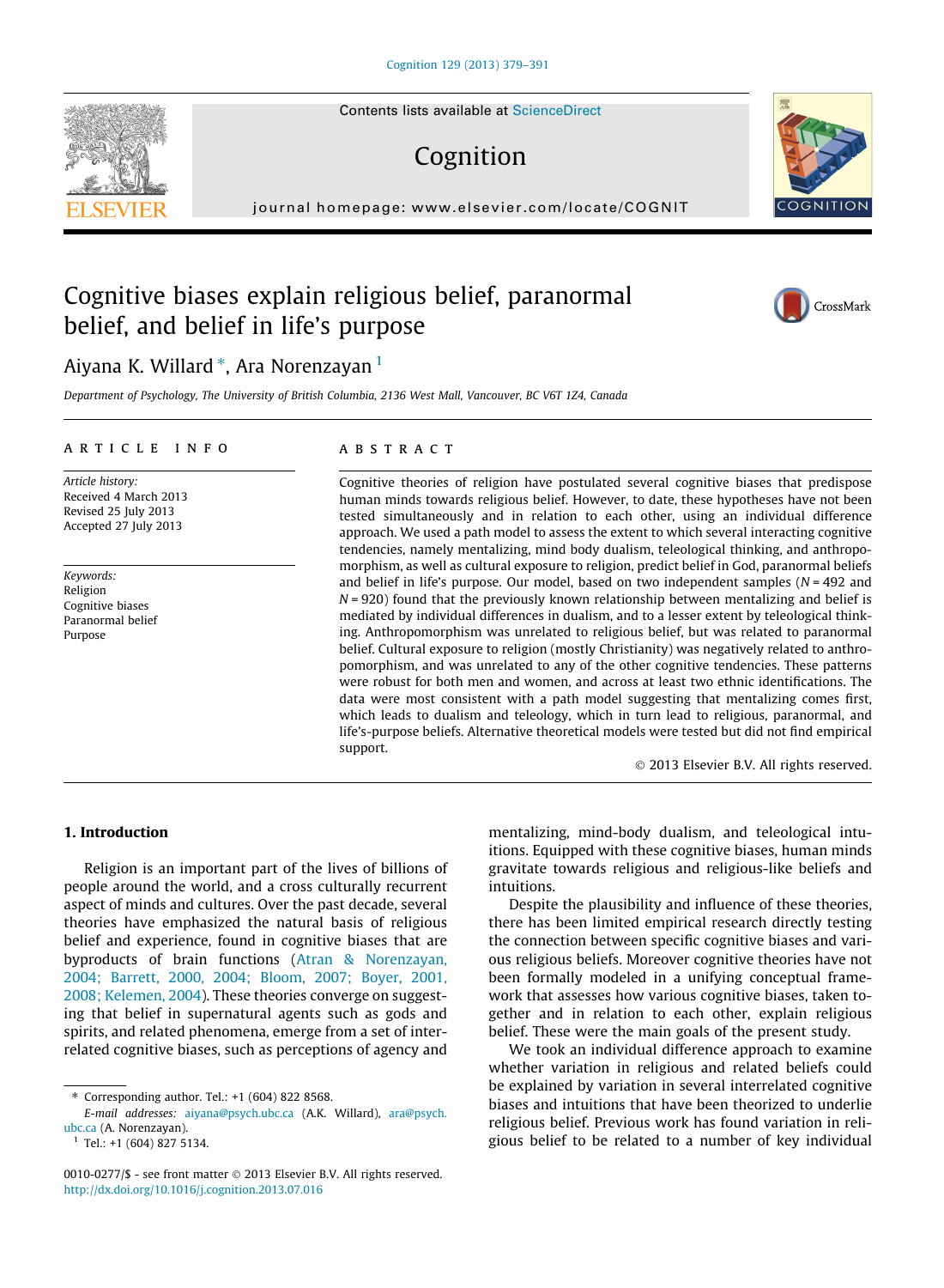# Cognitive biases explain religious belief, paranormal belief, and belief in life's purpose

Aiyana K. Willard *, Ara Norenzayan [1]

*Department of Psychology, The University of British Columbia, 2136 West Mall, Vancouver, BC V6T 1Z4, Canada*

## ARTICLE INFO

*Article history:*
Received 4 March 2013
Revised 25 July 2013
Accepted 27 July 2013

*Keywords:*
Religion
Cognitive biases
Paranormal belief
Purpose

## ABSTRACT

Cognitive theories of religion have postulated several cognitive biases that predispose human minds towards religious belief. However, to date, these hypotheses have not been tested simultaneously and in relation to each other, using an individual difference approach. We used a path model to assess the extent to which several interacting cognitive tendencies, namely mentalizing, mind body dualism, teleological thinking, and anthropomorphism, as well as cultural exposure to religion, predict belief in God, paranormal beliefs and belief in life's purpose. Our model, based on two independent samples ($N = 492$ and $N = 920$) found that the previously known relationship between mentalizing and belief is mediated by individual differences in dualism, and to a lesser extent by teleological thinking. Anthropomorphism was unrelated to religious belief, but was related to paranormal belief. Cultural exposure to religion (mostly Christianity) was negatively related to anthropomorphism, and was unrelated to any of the other cognitive tendencies. These patterns were robust for both men and women, and across at least two ethnic identifications. The data were most consistent with a path model suggesting that mentalizing comes first, which leads to dualism and teleology, which in turn lead to religious, paranormal, and life's-purpose beliefs. Alternative theoretical models were tested but did not find empirical support.

© 2013 Elsevier B.V. All rights reserved.

## 1. Introduction

Religion is an important part of the lives of billions of people around the world, and a cross culturally recurrent aspect of minds and cultures. Over the past decade, several theories have emphasized the natural basis of religious belief and experience, found in cognitive biases that are byproducts of brain functions (Atran & Norenzayan, 2004; Barrett, 2000, 2004; Bloom, 2007; Boyer, 2001, 2008; Kelemen, 2004). These theories converge on suggesting that belief in supernatural agents such as gods and spirits, and related phenomena, emerge from a set of interrelated cognitive biases, such as perceptions of agency and mentalizing, mind-body dualism, and teleological intuitions. Equipped with these cognitive biases, human minds gravitate towards religious and religious-like beliefs and intuitions.

Despite the plausibility and influence of these theories, there has been limited empirical research directly testing the connection between specific cognitive biases and various religious beliefs. Moreover cognitive theories have not been formally modeled in a unifying conceptual framework that assesses how various cognitive biases, taken together and in relation to each other, explain religious belief. These were the main goals of the present study.

We took an individual difference approach to examine whether variation in religious and related beliefs could be explained by variation in several interrelated cognitive biases and intuitions that have been theorized to underlie religious belief. Previous work has found variation in religious belief to be related to a number of key individual

---

* Corresponding author. Tel.: +1 (604) 822 8568.
*E-mail addresses:* aiyana@psych.ubc.ca (A.K. Willard), ara@psych.ubc.ca (A. Norenzayan).
[1] Tel.: +1 (604) 827 5134.

0010-0277/$ - see front matter © 2013 Elsevier B.V. All rights reserved.
http://dx.doi.org/10.1016/j.cognition.2013.07.016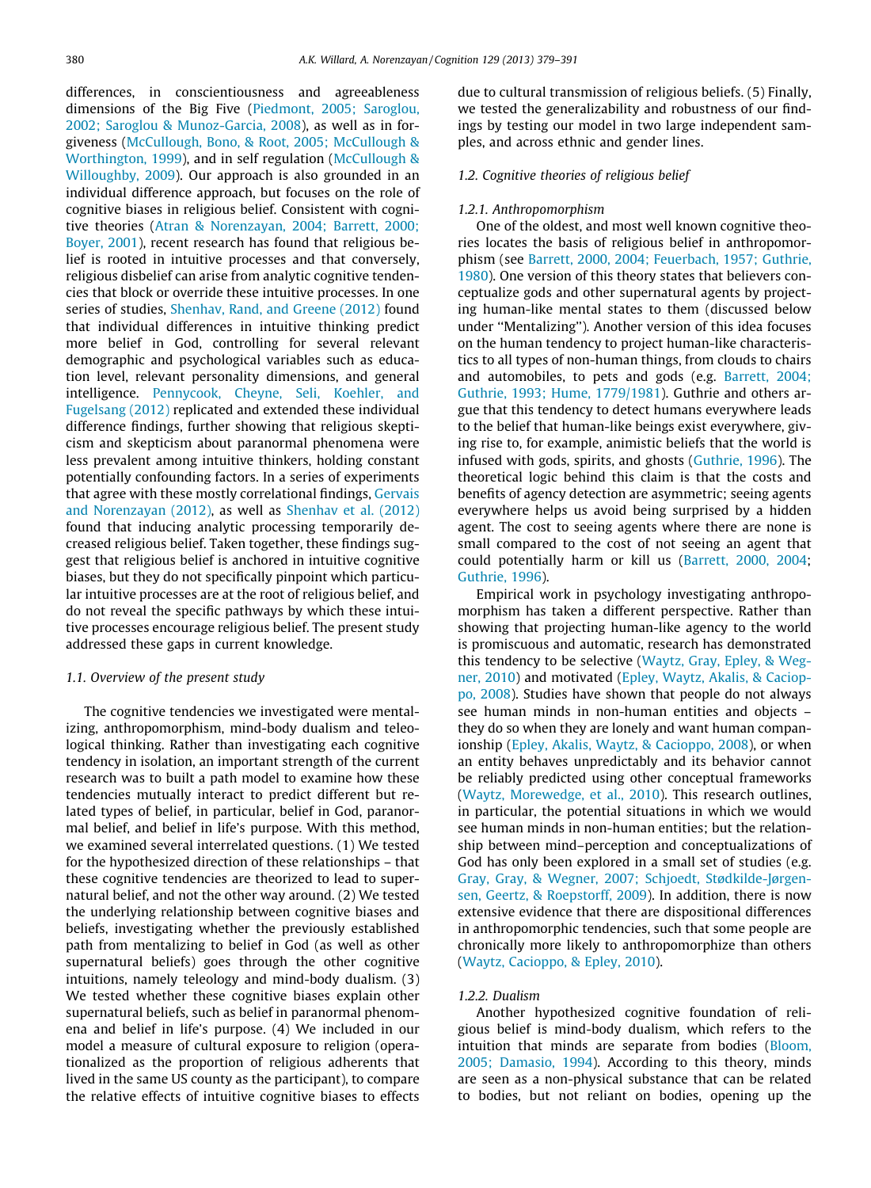differences, in conscientiousness and agreeableness dimensions of the Big Five (Piedmont, 2005; Saroglou, 2002; Saroglou & Munoz-Garcia, 2008), as well as in forgiveness (McCullough, Bono, & Root, 2005; McCullough & Worthington, 1999), and in self regulation (McCullough & Willoughby, 2009). Our approach is also grounded in an individual difference approach, but focuses on the role of cognitive biases in religious belief. Consistent with cognitive theories (Atran & Norenzayan, 2004; Barrett, 2000; Boyer, 2001), recent research has found that religious belief is rooted in intuitive processes and that conversely, religious disbelief can arise from analytic cognitive tendencies that block or override these intuitive processes. In one series of studies, Shenhav, Rand, and Greene (2012) found that individual differences in intuitive thinking predict more belief in God, controlling for several relevant demographic and psychological variables such as education level, relevant personality dimensions, and general intelligence. Pennycook, Cheyne, Seli, Koehler, and Fugelsang (2012) replicated and extended these individual difference findings, further showing that religious skepticism and skepticism about paranormal phenomena were less prevalent among intuitive thinkers, holding constant potentially confounding factors. In a series of experiments that agree with these mostly correlational findings, Gervais and Norenzayan (2012), as well as Shenhav et al. (2012) found that inducing analytic processing temporarily decreased religious belief. Taken together, these findings suggest that religious belief is anchored in intuitive cognitive biases, but they do not specifically pinpoint which particular intuitive processes are at the root of religious belief, and do not reveal the specific pathways by which these intuitive processes encourage religious belief. The present study addressed these gaps in current knowledge.

### 1.1. Overview of the present study

The cognitive tendencies we investigated were mentalizing, anthropomorphism, mind-body dualism and teleological thinking. Rather than investigating each cognitive tendency in isolation, an important strength of the current research was to built a path model to examine how these tendencies mutually interact to predict different but related types of belief, in particular, belief in God, paranormal belief, and belief in life's purpose. With this method, we examined several interrelated questions. (1) We tested for the hypothesized direction of these relationships – that these cognitive tendencies are theorized to lead to supernatural belief, and not the other way around. (2) We tested the underlying relationship between cognitive biases and beliefs, investigating whether the previously established path from mentalizing to belief in God (as well as other supernatural beliefs) goes through the other cognitive intuitions, namely teleology and mind-body dualism. (3) We tested whether these cognitive biases explain other supernatural beliefs, such as belief in paranormal phenomena and belief in life's purpose. (4) We included in our model a measure of cultural exposure to religion (operationalized as the proportion of religious adherents that lived in the same US county as the participant), to compare the relative effects of intuitive cognitive biases to effects due to cultural transmission of religious beliefs. (5) Finally, we tested the generalizability and robustness of our findings by testing our model in two large independent samples, and across ethnic and gender lines.

### 1.2. Cognitive theories of religious belief

#### 1.2.1. Anthropomorphism

One of the oldest, and most well known cognitive theories locates the basis of religious belief in anthropomorphism (see Barrett, 2000, 2004; Feuerbach, 1957; Guthrie, 1980). One version of this theory states that believers conceptualize gods and other supernatural agents by projecting human-like mental states to them (discussed below under "Mentalizing"). Another version of this idea focuses on the human tendency to project human-like characteristics to all types of non-human things, from clouds to chairs and automobiles, to pets and gods (e.g. Barrett, 2004; Guthrie, 1993; Hume, 1779/1981). Guthrie and others argue that this tendency to detect humans everywhere leads to the belief that human-like beings exist everywhere, giving rise to, for example, animistic beliefs that the world is infused with gods, spirits, and ghosts (Guthrie, 1996). The theoretical logic behind this claim is that the costs and benefits of agency detection are asymmetric; seeing agents everywhere helps us avoid being surprised by a hidden agent. The cost to seeing agents where there are none is small compared to the cost of not seeing an agent that could potentially harm or kill us (Barrett, 2000, 2004; Guthrie, 1996).

Empirical work in psychology investigating anthropomorphism has taken a different perspective. Rather than showing that projecting human-like agency to the world is promiscuous and automatic, research has demonstrated this tendency to be selective (Waytz, Gray, Epley, & Wegner, 2010) and motivated (Epley, Waytz, Akalis, & Cacioppo, 2008). Studies have shown that people do not always see human minds in non-human entities and objects – they do so when they are lonely and want human companionship (Epley, Akalis, Waytz, & Cacioppo, 2008), or when an entity behaves unpredictably and its behavior cannot be reliably predicted using other conceptual frameworks (Waytz, Morewedge, et al., 2010). This research outlines, in particular, the potential situations in which we would see human minds in non-human entities; but the relationship between mind–perception and conceptualizations of God has only been explored in a small set of studies (e.g. Gray, Gray, & Wegner, 2007; Schjoedt, Stødkilde-Jørgensen, Geertz, & Roepstorff, 2009). In addition, there is now extensive evidence that there are dispositional differences in anthropomorphic tendencies, such that some people are chronically more likely to anthropomorphize than others (Waytz, Cacioppo, & Epley, 2010).

#### 1.2.2. Dualism

Another hypothesized cognitive foundation of religious belief is mind-body dualism, which refers to the intuition that minds are separate from bodies (Bloom, 2005; Damasio, 1994). According to this theory, minds are seen as a non-physical substance that can be related to bodies, but not reliant on bodies, opening up the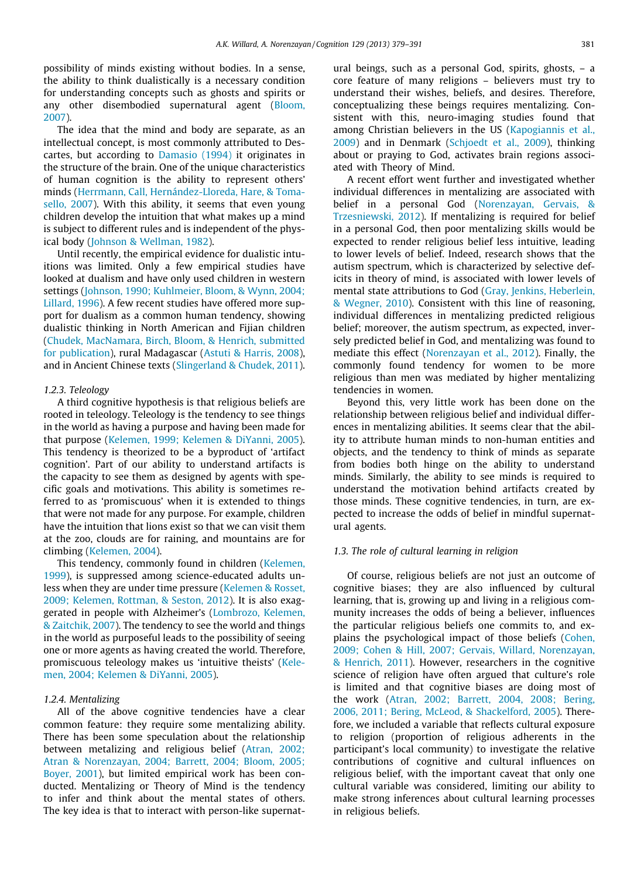possibility of minds existing without bodies. In a sense, the ability to think dualistically is a necessary condition for understanding concepts such as ghosts and spirits or any other disembodied supernatural agent (Bloom, 2007).

The idea that the mind and body are separate, as an intellectual concept, is most commonly attributed to Descartes, but according to Damasio (1994) it originates in the structure of the brain. One of the unique characteristics of human cognition is the ability to represent others' minds (Herrmann, Call, Hernández-Lloreda, Hare, & Tomasello, 2007). With this ability, it seems that even young children develop the intuition that what makes up a mind is subject to different rules and is independent of the physical body (Johnson & Wellman, 1982).

Until recently, the empirical evidence for dualistic intuitions was limited. Only a few empirical studies have looked at dualism and have only used children in western settings (Johnson, 1990; Kuhlmeier, Bloom, & Wynn, 2004; Lillard, 1996). A few recent studies have offered more support for dualism as a common human tendency, showing dualistic thinking in North American and Fijian children (Chudek, MacNamara, Birch, Bloom, & Henrich, submitted for publication), rural Madagascar (Astuti & Harris, 2008), and in Ancient Chinese texts (Slingerland & Chudek, 2011).

#### 1.2.3. Teleology

A third cognitive hypothesis is that religious beliefs are rooted in teleology. Teleology is the tendency to see things in the world as having a purpose and having been made for that purpose (Kelemen, 1999; Kelemen & DiYanni, 2005). This tendency is theorized to be a byproduct of 'artifact cognition'. Part of our ability to understand artifacts is the capacity to see them as designed by agents with specific goals and motivations. This ability is sometimes referred to as 'promiscuous' when it is extended to things that were not made for any purpose. For example, children have the intuition that lions exist so that we can visit them at the zoo, clouds are for raining, and mountains are for climbing (Kelemen, 2004).

This tendency, commonly found in children (Kelemen, 1999), is suppressed among science-educated adults unless they are under time pressure (Kelemen & Rosset, 2009; Kelemen, Rottman, & Seston, 2012). It is also exaggerated in people with Alzheimer's (Lombrozo, Kelemen, & Zaitchik, 2007). The tendency to see the world and things in the world as purposeful leads to the possibility of seeing one or more agents as having created the world. Therefore, promiscuous teleology makes us 'intuitive theists' (Kelemen, 2004; Kelemen & DiYanni, 2005).

#### 1.2.4. Mentalizing

All of the above cognitive tendencies have a clear common feature: they require some mentalizing ability. There has been some speculation about the relationship between metalizing and religious belief (Atran, 2002; Atran & Norenzayan, 2004; Barrett, 2004; Bloom, 2005; Boyer, 2001), but limited empirical work has been conducted. Mentalizing or Theory of Mind is the tendency to infer and think about the mental states of others. The key idea is that to interact with person-like supernatural beings, such as a personal God, spirits, ghosts, – a core feature of many religions – believers must try to understand their wishes, beliefs, and desires. Therefore, conceptualizing these beings requires mentalizing. Consistent with this, neuro-imaging studies found that among Christian believers in the US (Kapogiannis et al., 2009) and in Denmark (Schjoedt et al., 2009), thinking about or praying to God, activates brain regions associated with Theory of Mind.

A recent effort went further and investigated whether individual differences in mentalizing are associated with belief in a personal God (Norenzayan, Gervais, & Trzesniewski, 2012). If mentalizing is required for belief in a personal God, then poor mentalizing skills would be expected to render religious belief less intuitive, leading to lower levels of belief. Indeed, research shows that the autism spectrum, which is characterized by selective deficits in theory of mind, is associated with lower levels of mental state attributions to God (Gray, Jenkins, Heberlein, & Wegner, 2010). Consistent with this line of reasoning, individual differences in mentalizing predicted religious belief; moreover, the autism spectrum, as expected, inversely predicted belief in God, and mentalizing was found to mediate this effect (Norenzayan et al., 2012). Finally, the commonly found tendency for women to be more religious than men was mediated by higher mentalizing tendencies in women.

Beyond this, very little work has been done on the relationship between religious belief and individual differences in mentalizing abilities. It seems clear that the ability to attribute human minds to non-human entities and objects, and the tendency to think of minds as separate from bodies both hinge on the ability to understand minds. Similarly, the ability to see minds is required to understand the motivation behind artifacts created by those minds. These cognitive tendencies, in turn, are expected to increase the odds of belief in mindful supernatural agents.

### 1.3. The role of cultural learning in religion

Of course, religious beliefs are not just an outcome of cognitive biases; they are also influenced by cultural learning, that is, growing up and living in a religious community increases the odds of being a believer, influences the particular religious beliefs one commits to, and explains the psychological impact of those beliefs (Cohen, 2009; Cohen & Hill, 2007; Gervais, Willard, Norenzayan, & Henrich, 2011). However, researchers in the cognitive science of religion have often argued that culture's role is limited and that cognitive biases are doing most of the work (Atran, 2002; Barrett, 2004, 2008; Bering, 2006, 2011; Bering, McLeod, & Shackelford, 2005). Therefore, we included a variable that reflects cultural exposure to religion (proportion of religious adherents in the participant's local community) to investigate the relative contributions of cognitive and cultural influences on religious belief, with the important caveat that only one cultural variable was considered, limiting our ability to make strong inferences about cultural learning processes in religious beliefs.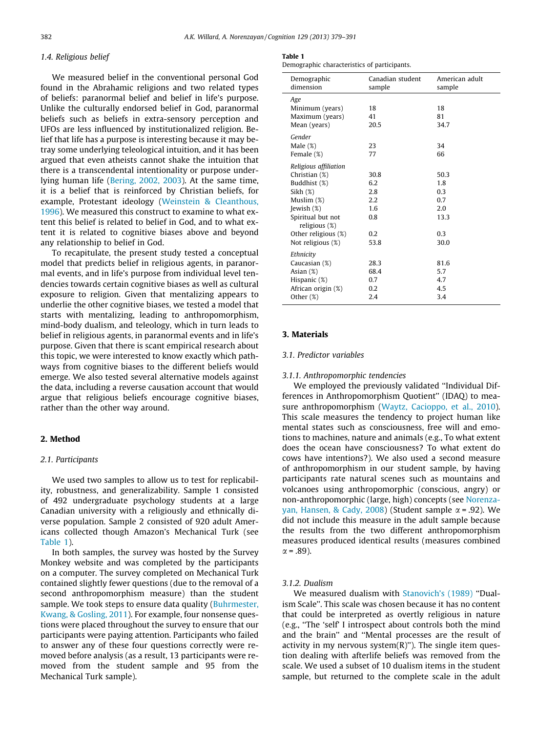### 1.4. Religious belief

We measured belief in the conventional personal God found in the Abrahamic religions and two related types of beliefs: paranormal belief and belief in life's purpose. Unlike the culturally endorsed belief in God, paranormal beliefs such as beliefs in extra-sensory perception and UFOs are less influenced by institutionalized religion. Belief that life has a purpose is interesting because it may betray some underlying teleological intuition, and it has been argued that even atheists cannot shake the intuition that there is a transcendental intentionality or purpose underlying human life (Bering, 2002, 2003). At the same time, it is a belief that is reinforced by Christian beliefs, for example, Protestant ideology (Weinstein & Cleanthous, 1996). We measured this construct to examine to what extent this belief is related to belief in God, and to what extent it is related to cognitive biases above and beyond any relationship to belief in God.

To recapitulate, the present study tested a conceptual model that predicts belief in religious agents, in paranormal events, and in life's purpose from individual level tendencies towards certain cognitive biases as well as cultural exposure to religion. Given that mentalizing appears to underlie the other cognitive biases, we tested a model that starts with mentalizing, leading to anthropomorphism, mind-body dualism, and teleology, which in turn leads to belief in religious agents, in paranormal events and in life's purpose. Given that there is scant empirical research about this topic, we were interested to know exactly which pathways from cognitive biases to the different beliefs would emerge. We also tested several alternative models against the data, including a reverse causation account that would argue that religious beliefs encourage cognitive biases, rather than the other way around.

## 2. Method

### 2.1. Participants

We used two samples to allow us to test for replicability, robustness, and generalizability. Sample 1 consisted of 492 undergraduate psychology students at a large Canadian university with a religiously and ethnically diverse population. Sample 2 consisted of 920 adult Americans collected though Amazon's Mechanical Turk (see Table 1).

In both samples, the survey was hosted by the Survey Monkey website and was completed by the participants on a computer. The survey completed on Mechanical Turk contained slightly fewer questions (due to the removal of a second anthropomorphism measure) than the student sample. We took steps to ensure data quality (Buhrmester, Kwang, & Gosling, 2011). For example, four nonsense questions were placed throughout the survey to ensure that our participants were paying attention. Participants who failed to answer any of these four questions correctly were removed before analysis (as a result, 13 participants were removed from the student sample and 95 from the Mechanical Turk sample).

**Table 1**
Demographic characteristics of participants.

| Demographic dimension | Canadian student sample | American adult sample |
|---|---|---|
| *Age* | | |
| Minimum (years) | 18 | 18 |
| Maximum (years) | 41 | 81 |
| Mean (years) | 20.5 | 34.7 |
| *Gender* | | |
| Male (%) | 23 | 34 |
| Female (%) | 77 | 66 |
| *Religious affiliation* | | |
| Christian (%) | 30.8 | 50.3 |
| Buddhist (%) | 6.2 | 1.8 |
| Sikh (%) | 2.8 | 0.3 |
| Muslim (%) | 2.2 | 0.7 |
| Jewish (%) | 1.6 | 2.0 |
| Spiritual but not religious (%) | 0.8 | 13.3 |
| Other religious (%) | 0.2 | 0.3 |
| Not religious (%) | 53.8 | 30.0 |
| *Ethnicity* | | |
| Caucasian (%) | 28.3 | 81.6 |
| Asian (%) | 68.4 | 5.7 |
| Hispanic (%) | 0.7 | 4.7 |
| African origin (%) | 0.2 | 4.5 |
| Other (%) | 2.4 | 3.4 |

## 3. Materials

### 3.1. Predictor variables

#### 3.1.1. Anthropomorphic tendencies

We employed the previously validated "Individual Differences in Anthropomorphism Quotient" (IDAQ) to measure anthropomorphism (Waytz, Cacioppo, et al., 2010). This scale measures the tendency to project human like mental states such as consciousness, free will and emotions to machines, nature and animals (e.g., To what extent does the ocean have consciousness? To what extent do cows have intentions?). We also used a second measure of anthropomorphism in our student sample, by having participants rate natural scenes such as mountains and volcanoes using anthropomorphic (conscious, angry) or non-anthropomorphic (large, high) concepts (see Norenzayan, Hansen, & Cady, 2008) (Student sample $\alpha = .92$). We did not include this measure in the adult sample because the results from the two different anthropomorphism measures produced identical results (measures combined $\alpha = .89$).

#### 3.1.2. Dualism

We measured dualism with Stanovich's (1989) "Dualism Scale". This scale was chosen because it has no content that could be interpreted as overtly religious in nature (e.g., "The 'self' I introspect about controls both the mind and the brain" and "Mental processes are the result of activity in my nervous system(R)"). The single item question dealing with afterlife beliefs was removed from the scale. We used a subset of 10 dualism items in the student sample, but returned to the complete scale in the adult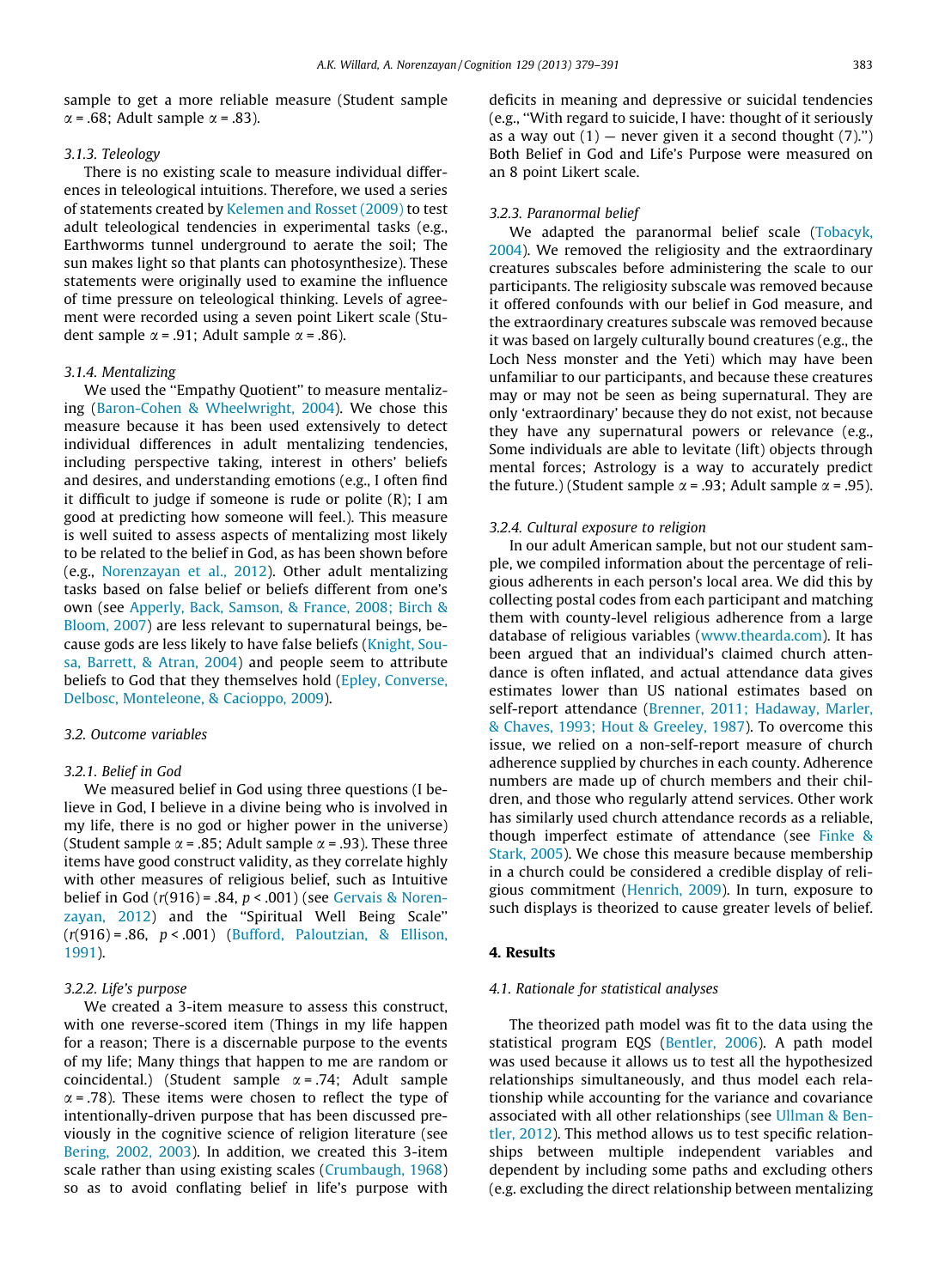sample to get a more reliable measure (Student sample $\alpha = .68$; Adult sample $\alpha = .83$).

#### 3.1.3. Teleology

There is no existing scale to measure individual differences in teleological intuitions. Therefore, we used a series of statements created by Kelemen and Rosset (2009) to test adult teleological tendencies in experimental tasks (e.g., Earthworms tunnel underground to aerate the soil; The sun makes light so that plants can photosynthesize). These statements were originally used to examine the influence of time pressure on teleological thinking. Levels of agreement were recorded using a seven point Likert scale (Student sample $\alpha = .91$; Adult sample $\alpha = .86$).

#### 3.1.4. Mentalizing

We used the "Empathy Quotient" to measure mentalizing (Baron-Cohen & Wheelwright, 2004). We chose this measure because it has been used extensively to detect individual differences in adult mentalizing tendencies, including perspective taking, interest in others' beliefs and desires, and understanding emotions (e.g., I often find it difficult to judge if someone is rude or polite (R); I am good at predicting how someone will feel.). This measure is well suited to assess aspects of mentalizing most likely to be related to the belief in God, as has been shown before (e.g., Norenzayan et al., 2012). Other adult mentalizing tasks based on false belief or beliefs different from one's own (see Apperly, Back, Samson, & France, 2008; Birch & Bloom, 2007) are less relevant to supernatural beings, because gods are less likely to have false beliefs (Knight, Sousa, Barrett, & Atran, 2004) and people seem to attribute beliefs to God that they themselves hold (Epley, Converse, Delbosc, Monteleone, & Cacioppo, 2009).

### 3.2. Outcome variables

#### 3.2.1. Belief in God

We measured belief in God using three questions (I believe in God, I believe in a divine being who is involved in my life, there is no god or higher power in the universe) (Student sample $\alpha = .85$; Adult sample $\alpha = .93$). These three items have good construct validity, as they correlate highly with other measures of religious belief, such as Intuitive belief in God ($r(916) = .84$, $p < .001$) (see Gervais & Norenzayan, 2012) and the "Spiritual Well Being Scale" ($r(916) = .86$, $p < .001$) (Bufford, Paloutzian, & Ellison, 1991).

#### 3.2.2. Life's purpose

We created a 3-item measure to assess this construct, with one reverse-scored item (Things in my life happen for a reason; There is a discernable purpose to the events of my life; Many things that happen to me are random or coincidental.) (Student sample $\alpha = .74$; Adult sample $\alpha = .78$). These items were chosen to reflect the type of intentionally-driven purpose that has been discussed previously in the cognitive science of religion literature (see Bering, 2002, 2003). In addition, we created this 3-item scale rather than using existing scales (Crumbaugh, 1968) so as to avoid conflating belief in life's purpose with deficits in meaning and depressive or suicidal tendencies (e.g., "With regard to suicide, I have: thought of it seriously as a way out (1) — never given it a second thought (7).") Both Belief in God and Life's Purpose were measured on an 8 point Likert scale.

#### 3.2.3. Paranormal belief

We adapted the paranormal belief scale (Tobacyk, 2004). We removed the religiosity and the extraordinary creatures subscales before administering the scale to our participants. The religiosity subscale was removed because it offered confounds with our belief in God measure, and the extraordinary creatures subscale was removed because it was based on largely culturally bound creatures (e.g., the Loch Ness monster and the Yeti) which may have been unfamiliar to our participants, and because these creatures may or may not be seen as being supernatural. They are only 'extraordinary' because they do not exist, not because they have any supernatural powers or relevance (e.g., Some individuals are able to levitate (lift) objects through mental forces; Astrology is a way to accurately predict the future.) (Student sample $\alpha = .93$; Adult sample $\alpha = .95$).

#### 3.2.4. Cultural exposure to religion

In our adult American sample, but not our student sample, we compiled information about the percentage of religious adherents in each person's local area. We did this by collecting postal codes from each participant and matching them with county-level religious adherence from a large database of religious variables (www.thearda.com). It has been argued that an individual's claimed church attendance is often inflated, and actual attendance data gives estimates lower than US national estimates based on self-report attendance (Brenner, 2011; Hadaway, Marler, & Chaves, 1993; Hout & Greeley, 1987). To overcome this issue, we relied on a non-self-report measure of church adherence supplied by churches in each county. Adherence numbers are made up of church members and their children, and those who regularly attend services. Other work has similarly used church attendance records as a reliable, though imperfect estimate of attendance (see Finke & Stark, 2005). We chose this measure because membership in a church could be considered a credible display of religious commitment (Henrich, 2009). In turn, exposure to such displays is theorized to cause greater levels of belief.

## 4. Results

### 4.1. Rationale for statistical analyses

The theorized path model was fit to the data using the statistical program EQS (Bentler, 2006). A path model was used because it allows us to test all the hypothesized relationships simultaneously, and thus model each relationship while accounting for the variance and covariance associated with all other relationships (see Ullman & Bentler, 2012). This method allows us to test specific relationships between multiple independent variables and dependent by including some paths and excluding others (e.g. excluding the direct relationship between mentalizing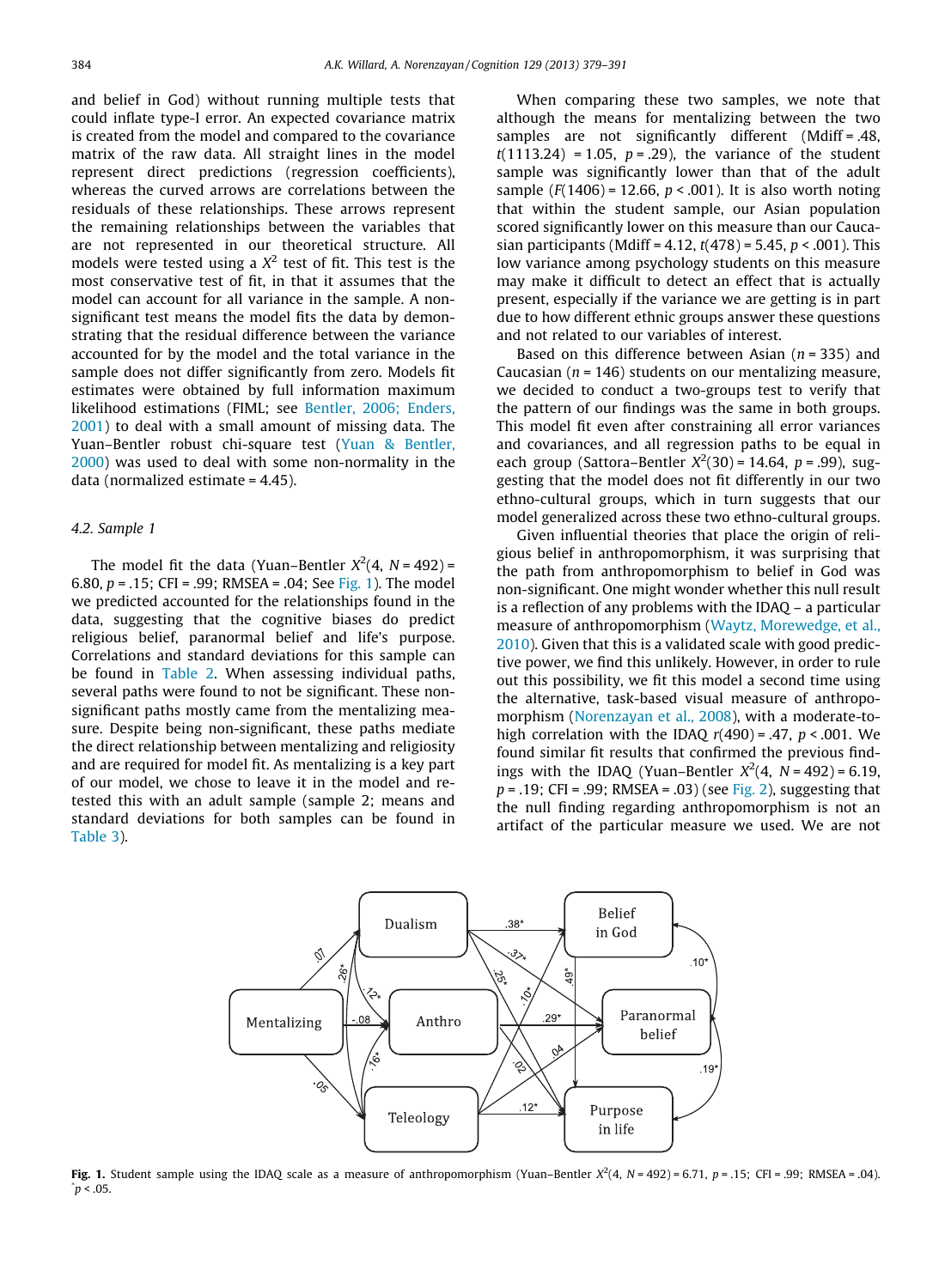and belief in God) without running multiple tests that could inflate type-I error. An expected covariance matrix is created from the model and compared to the covariance matrix of the raw data. All straight lines in the model represent direct predictions (regression coefficients), whereas the curved arrows are correlations between the residuals of these relationships. These arrows represent the remaining relationships between the variables that are not represented in our theoretical structure. All models were tested using a $X^2$ test of fit. This test is the most conservative test of fit, in that it assumes that the model can account for all variance in the sample. A non-significant test means the model fits the data by demonstrating that the residual difference between the variance accounted for by the model and the total variance in the sample does not differ significantly from zero. Models fit estimates were obtained by full information maximum likelihood estimations (FIML; see Bentler, 2006; Enders, 2001) to deal with a small amount of missing data. The Yuan–Bentler robust chi-square test (Yuan & Bentler, 2000) was used to deal with some non-normality in the data (normalized estimate = 4.45).

### 4.2. Sample 1

The model fit the data (Yuan–Bentler $X^2(4, N = 492) = 6.80$, $p = .15$; CFI = .99; RMSEA = .04; See Fig. 1). The model we predicted accounted for the relationships found in the data, suggesting that the cognitive biases do predict religious belief, paranormal belief and life's purpose. Correlations and standard deviations for this sample can be found in Table 2. When assessing individual paths, several paths were found to not be significant. These non-significant paths mostly came from the mentalizing measure. Despite being non-significant, these paths mediate the direct relationship between mentalizing and religiosity and are required for model fit. As mentalizing is a key part of our model, we chose to leave it in the model and retested this with an adult sample (sample 2; means and standard deviations for both samples can be found in Table 3).

When comparing these two samples, we note that although the means for mentalizing between the two samples are not significantly different (Mdiff = .48, $t(1113.24) = 1.05$, $p = .29$), the variance of the student sample was significantly lower than that of the adult sample ($F(1406) = 12.66$, $p < .001$). It is also worth noting that within the student sample, our Asian population scored significantly lower on this measure than our Caucasian participants (Mdiff = 4.12, $t(478) = 5.45$, $p < .001$). This low variance among psychology students on this measure may make it difficult to detect an effect that is actually present, especially if the variance we are getting is in part due to how different ethnic groups answer these questions and not related to our variables of interest.

Based on this difference between Asian ($n = 335$) and Caucasian ($n = 146$) students on our mentalizing measure, we decided to conduct a two-groups test to verify that the pattern of our findings was the same in both groups. This model fit even after constraining all error variances and covariances, and all regression paths to be equal in each group (Sattora–Bentler $X^2(30) = 14.64$, $p = .99$), suggesting that the model does not fit differently in our two ethno-cultural groups, which in turn suggests that our model generalized across these two ethno-cultural groups.

Given influential theories that place the origin of religious belief in anthropomorphism, it was surprising that the path from anthropomorphism to belief in God was non-significant. One might wonder whether this null result is a reflection of any problems with the IDAQ – a particular measure of anthropomorphism (Waytz, Morewedge, et al., 2010). Given that this is a validated scale with good predictive power, we find this unlikely. However, in order to rule out this possibility, we fit this model a second time using the alternative, task-based visual measure of anthropomorphism (Norenzayan et al., 2008), with a moderate-to-high correlation with the IDAQ $r(490) = .47$, $p < .001$. We found similar fit results that confirmed the previous findings with the IDAQ (Yuan–Bentler $X^2(4, N = 492) = 6.19$, $p = .19$; CFI = .99; RMSEA = .03) (see Fig. 2), suggesting that the null finding regarding anthropomorphism is not an artifact of the particular measure we used. We are not

**Fig. 1.** Student sample using the IDAQ scale as a measure of anthropomorphism (Yuan–Bentler $X^2(4, N = 492) = 6.71$, $p = .15$; CFI = .99; RMSEA = .04). *$p < .05$.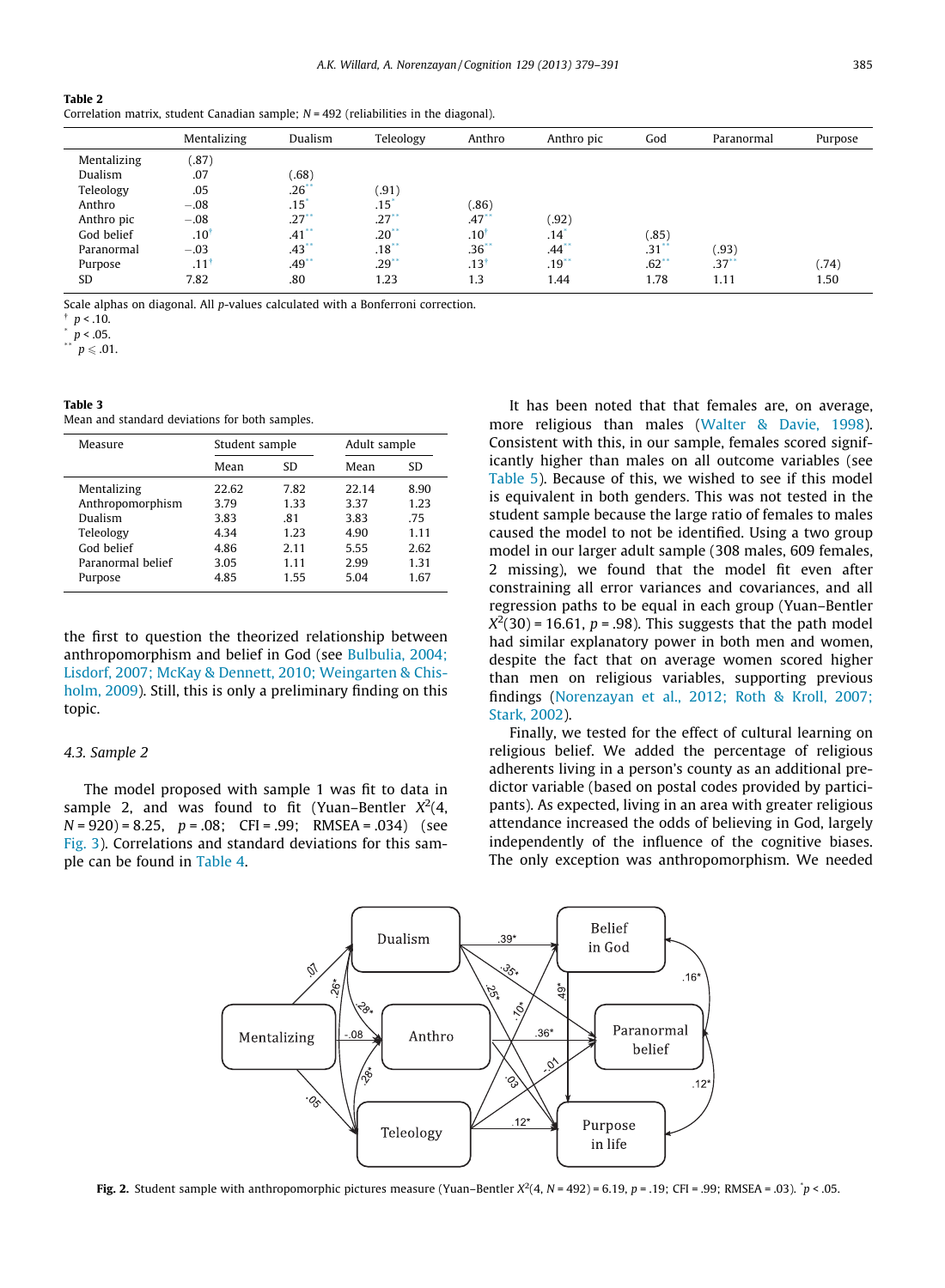**Table 2**
Correlation matrix, student Canadian sample; N = 492 (reliabilities in the diagonal).

| | Mentalizing | Dualism | Teleology | Anthro | Anthro pic | God | Paranormal | Purpose |
|---|---|---|---|---|---|---|---|---|
| Mentalizing | (.87) | | | | | | | |
| Dualism | .07 | (.68) | | | | | | |
| Teleology | .05 | .26** | (.91) | | | | | |
| Anthro | −.08 | .15* | .15* | (.86) | | | | |
| Anthro pic | −.08 | .27** | .27** | .47** | (.92) | | | |
| God belief | .10† | .41** | .20** | .10† | .14* | (.85) | | |
| Paranormal | −.03 | .43** | .18** | .36** | .44** | .31** | (.93) | |
| Purpose | .11† | .49** | .29** | .13† | .19** | .62** | .37** | (.74) |
| SD | 7.82 | .80 | 1.23 | 1.3 | 1.44 | 1.78 | 1.11 | 1.50 |

Scale alphas on diagonal. All p-values calculated with a Bonferroni correction.
† $p < .10$.
* $p < .05$.
** $p \leqslant .01$.

**Table 3**
Mean and standard deviations for both samples.

| Measure | Student sample | | Adult sample | |
|---|---|---|---|---|
| | Mean | SD | Mean | SD |
| Mentalizing | 22.62 | 7.82 | 22.14 | 8.90 |
| Anthropomorphism | 3.79 | 1.33 | 3.37 | 1.23 |
| Dualism | 3.83 | .81 | 3.83 | .75 |
| Teleology | 4.34 | 1.23 | 4.90 | 1.11 |
| God belief | 4.86 | 2.11 | 5.55 | 2.62 |
| Paranormal belief | 3.05 | 1.11 | 2.99 | 1.31 |
| Purpose | 4.85 | 1.55 | 5.04 | 1.67 |

the first to question the theorized relationship between anthropomorphism and belief in God (see Bulbulia, 2004; Lisdorf, 2007; McKay & Dennett, 2010; Weingarten & Chisholm, 2009). Still, this is only a preliminary finding on this topic.

### 4.3. Sample 2

The model proposed with sample 1 was fit to data in sample 2, and was found to fit (Yuan–Bentler $X^2(4, N = 920) = 8.25$, $p = .08$; CFI = .99; RMSEA = .034) (see Fig. 3). Correlations and standard deviations for this sample can be found in Table 4.

It has been noted that that females are, on average, more religious than males (Walter & Davie, 1998). Consistent with this, in our sample, females scored significantly higher than males on all outcome variables (see Table 5). Because of this, we wished to see if this model is equivalent in both genders. This was not tested in the student sample because the large ratio of females to males caused the model to not be identified. Using a two group model in our larger adult sample (308 males, 609 females, 2 missing), we found that the model fit even after constraining all error variances and covariances, and all regression paths to be equal in each group (Yuan–Bentler $X^2(30) = 16.61$, $p = .98$). This suggests that the path model had similar explanatory power in both men and women, despite the fact that on average women scored higher than men on religious variables, supporting previous findings (Norenzayan et al., 2012; Roth & Kroll, 2007; Stark, 2002).

Finally, we tested for the effect of cultural learning on religious belief. We added the percentage of religious adherents living in a person's county as an additional predictor variable (based on postal codes provided by participants). As expected, living in an area with greater religious attendance increased the odds of believing in God, largely independently of the influence of the cognitive biases. The only exception was anthropomorphism. We needed

**Fig. 2.** Student sample with anthropomorphic pictures measure (Yuan–Bentler $X^2(4, N = 492) = 6.19$, $p = .19$; CFI = .99; RMSEA = .03). *$p < .05$.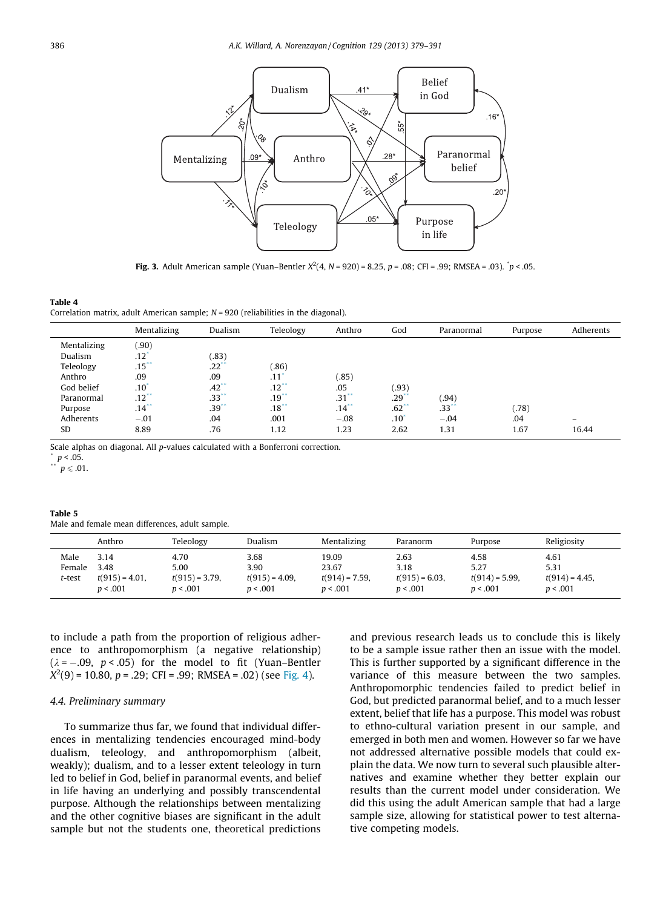**Fig. 3.** Adult American sample (Yuan–Bentler $X^2$(4, $N$ = 920) = 8.25, $p$ = .08; CFI = .99; RMSEA = .03). $^*p < .05$.

**Table 4**
Correlation matrix, adult American sample; $N$ = 920 (reliabilities in the diagonal).

| | Mentalizing | Dualism | Teleology | Anthro | God | Paranormal | Purpose | Adherents |
|---|---|---|---|---|---|---|---|---|
| Mentalizing | (.90) | | | | | | | |
| Dualism | .12* | (.83) | | | | | | |
| Teleology | .15** | .22** | (.86) | | | | | |
| Anthro | .09 | .09 | .11* | (.85) | | | | |
| God belief | .10* | .42** | .12** | .05 | (.93) | | | |
| Paranormal | .12** | .33** | .19** | .31** | .29** | (.94) | | |
| Purpose | .14** | .39** | .18** | .14** | .62** | .33** | (.78) | |
| Adherents | −.01 | .04 | .001 | −.08 | .10* | −.04 | .04 | – |
| SD | 8.89 | .76 | 1.12 | 1.23 | 2.62 | 1.31 | 1.67 | 16.44 |

Scale alphas on diagonal. All $p$-values calculated with a Bonferroni correction.
\* $p < .05$.
\*\* $p \leqslant .01$.

**Table 5**
Male and female mean differences, adult sample.

| | Anthro | Teleology | Dualism | Mentalizing | Paranorm | Purpose | Religiosity |
|---|---|---|---|---|---|---|---|
| Male | 3.14 | 4.70 | 3.68 | 19.09 | 2.63 | 4.58 | 4.61 |
| Female | 3.48 | 5.00 | 3.90 | 23.67 | 3.18 | 5.27 | 5.31 |
| $t$-test | $t(915) = 4.01$, $p < .001$ | $t(915) = 3.79$, $p < .001$ | $t(915) = 4.09$, $p < .001$ | $t(914) = 7.59$, $p < .001$ | $t(915) = 6.03$, $p < .001$ | $t(914) = 5.99$, $p < .001$ | $t(914) = 4.45$, $p < .001$ |

to include a path from the proportion of religious adherence to anthropomorphism (a negative relationship) ($\lambda = -.09$, $p < .05$) for the model to fit (Yuan–Bentler $X^2(9) = 10.80$, $p = .29$; CFI = .99; RMSEA = .02) (see Fig. 4).

### 4.4. Preliminary summary

To summarize thus far, we found that individual differences in mentalizing tendencies encouraged mind-body dualism, teleology, and anthropomorphism (albeit, weakly); dualism, and to a lesser extent teleology in turn led to belief in God, belief in paranormal events, and belief in life having an underlying and possibly transcendental purpose. Although the relationships between mentalizing and the other cognitive biases are significant in the adult sample but not the students one, theoretical predictions and previous research leads us to conclude this is likely to be a sample issue rather then an issue with the model. This is further supported by a significant difference in the variance of this measure between the two samples. Anthropomorphic tendencies failed to predict belief in God, but predicted paranormal belief, and to a much lesser extent, belief that life has a purpose. This model was robust to ethno-cultural variation present in our sample, and emerged in both men and women. However so far we have not addressed alternative possible models that could explain the data. We now turn to several such plausible alternatives and examine whether they better explain our results than the current model under consideration. We did this using the adult American sample that had a large sample size, allowing for statistical power to test alternative competing models.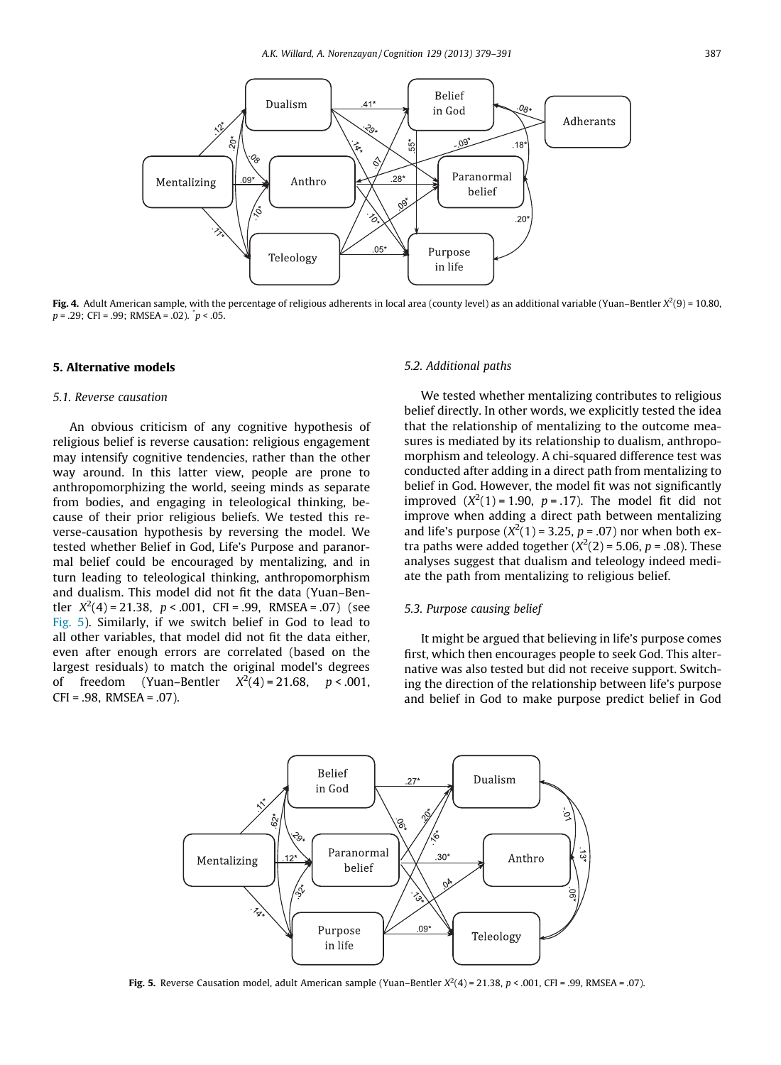**Fig. 4.** Adult American sample, with the percentage of religious adherents in local area (county level) as an additional variable (Yuan–Bentler $X^2(9) = 10.80$, $p = .29$; CFI = .99; RMSEA = .02). $^*p < .05$.

## 5. Alternative models

### 5.1. Reverse causation

An obvious criticism of any cognitive hypothesis of religious belief is reverse causation: religious engagement may intensify cognitive tendencies, rather than the other way around. In this latter view, people are prone to anthropomorphizing the world, seeing minds as separate from bodies, and engaging in teleological thinking, because of their prior religious beliefs. We tested this reverse-causation hypothesis by reversing the model. We tested whether Belief in God, Life's Purpose and paranormal belief could be encouraged by mentalizing, and in turn leading to teleological thinking, anthropomorphism and dualism. This model did not fit the data (Yuan–Bentler $X^2(4) = 21.38$, $p < .001$, CFI = .99, RMSEA = .07) (see Fig. 5). Similarly, if we switch belief in God to lead to all other variables, that model did not fit the data either, even after enough errors are correlated (based on the largest residuals) to match the original model's degrees of freedom (Yuan–Bentler $X^2(4) = 21.68$, $p < .001$, CFI = .98, RMSEA = .07).

### 5.2. Additional paths

We tested whether mentalizing contributes to religious belief directly. In other words, we explicitly tested the idea that the relationship of mentalizing to the outcome measures is mediated by its relationship to dualism, anthropomorphism and teleology. A chi-squared difference test was conducted after adding in a direct path from mentalizing to belief in God. However, the model fit was not significantly improved ($X^2(1) = 1.90$, $p = .17$). The model fit did not improve when adding a direct path between mentalizing and life's purpose ($X^2(1) = 3.25$, $p = .07$) nor when both extra paths were added together ($X^2(2) = 5.06$, $p = .08$). These analyses suggest that dualism and teleology indeed mediate the path from mentalizing to religious belief.

### 5.3. Purpose causing belief

It might be argued that believing in life's purpose comes first, which then encourages people to seek God. This alternative was also tested but did not receive support. Switching the direction of the relationship between life's purpose and belief in God to make purpose predict belief in God

**Fig. 5.** Reverse Causation model, adult American sample (Yuan–Bentler $X^2(4) = 21.38$, $p < .001$, CFI = .99, RMSEA = .07).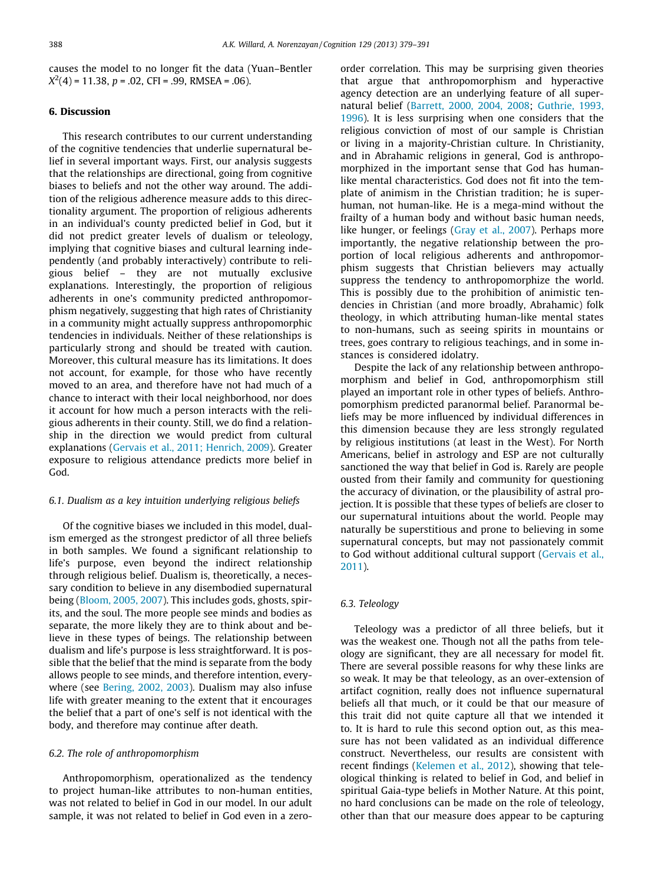causes the model to no longer fit the data (Yuan–Bentler $X^2(4) = 11.38$, $p = .02$, CFI = .99, RMSEA = .06).

## 6. Discussion

This research contributes to our current understanding of the cognitive tendencies that underlie supernatural belief in several important ways. First, our analysis suggests that the relationships are directional, going from cognitive biases to beliefs and not the other way around. The addition of the religious adherence measure adds to this directionality argument. The proportion of religious adherents in an individual's county predicted belief in God, but it did not predict greater levels of dualism or teleology, implying that cognitive biases and cultural learning independently (and probably interactively) contribute to religious belief – they are not mutually exclusive explanations. Interestingly, the proportion of religious adherents in one's community predicted anthropomorphism negatively, suggesting that high rates of Christianity in a community might actually suppress anthropomorphic tendencies in individuals. Neither of these relationships is particularly strong and should be treated with caution. Moreover, this cultural measure has its limitations. It does not account, for example, for those who have recently moved to an area, and therefore have not had much of a chance to interact with their local neighborhood, nor does it account for how much a person interacts with the religious adherents in their county. Still, we do find a relationship in the direction we would predict from cultural explanations (Gervais et al., 2011; Henrich, 2009). Greater exposure to religious attendance predicts more belief in God.

### 6.1. Dualism as a key intuition underlying religious beliefs

Of the cognitive biases we included in this model, dualism emerged as the strongest predictor of all three beliefs in both samples. We found a significant relationship to life's purpose, even beyond the indirect relationship through religious belief. Dualism is, theoretically, a necessary condition to believe in any disembodied supernatural being (Bloom, 2005, 2007). This includes gods, ghosts, spirits, and the soul. The more people see minds and bodies as separate, the more likely they are to think about and believe in these types of beings. The relationship between dualism and life's purpose is less straightforward. It is possible that the belief that the mind is separate from the body allows people to see minds, and therefore intention, everywhere (see Bering, 2002, 2003). Dualism may also infuse life with greater meaning to the extent that it encourages the belief that a part of one's self is not identical with the body, and therefore may continue after death.

### 6.2. The role of anthropomorphism

Anthropomorphism, operationalized as the tendency to project human-like attributes to non-human entities, was not related to belief in God in our model. In our adult sample, it was not related to belief in God even in a zero-order correlation. This may be surprising given theories that argue that anthropomorphism and hyperactive agency detection are an underlying feature of all supernatural belief (Barrett, 2000, 2004, 2008; Guthrie, 1993, 1996). It is less surprising when one considers that the religious conviction of most of our sample is Christian or living in a majority-Christian culture. In Christianity, and in Abrahamic religions in general, God is anthropomorphized in the important sense that God has human-like mental characteristics. God does not fit into the template of animism in the Christian tradition; he is super-human, not human-like. He is a mega-mind without the frailty of a human body and without basic human needs, like hunger, or feelings (Gray et al., 2007). Perhaps more importantly, the negative relationship between the proportion of local religious adherents and anthropomorphism suggests that Christian believers may actually suppress the tendency to anthropomorphize the world. This is possibly due to the prohibition of animistic tendencies in Christian (and more broadly, Abrahamic) folk theology, in which attributing human-like mental states to non-humans, such as seeing spirits in mountains or trees, goes contrary to religious teachings, and in some instances is considered idolatry.

Despite the lack of any relationship between anthropomorphism and belief in God, anthropomorphism still played an important role in other types of beliefs. Anthropomorphism predicted paranormal belief. Paranormal beliefs may be more influenced by individual differences in this dimension because they are less strongly regulated by religious institutions (at least in the West). For North Americans, belief in astrology and ESP are not culturally sanctioned the way that belief in God is. Rarely are people ousted from their family and community for questioning the accuracy of divination, or the plausibility of astral projection. It is possible that these types of beliefs are closer to our supernatural intuitions about the world. People may naturally be superstitious and prone to believing in some supernatural concepts, but may not passionately commit to God without additional cultural support (Gervais et al., 2011).

### 6.3. Teleology

Teleology was a predictor of all three beliefs, but it was the weakest one. Though not all the paths from teleology are significant, they are all necessary for model fit. There are several possible reasons for why these links are so weak. It may be that teleology, as an over-extension of artifact cognition, really does not influence supernatural beliefs all that much, or it could be that our measure of this trait did not quite capture all that we intended it to. It is hard to rule this second option out, as this measure has not been validated as an individual difference construct. Nevertheless, our results are consistent with recent findings (Kelemen et al., 2012), showing that teleological thinking is related to belief in God, and belief in spiritual Gaia-type beliefs in Mother Nature. At this point, no hard conclusions can be made on the role of teleology, other than that our measure does appear to be capturing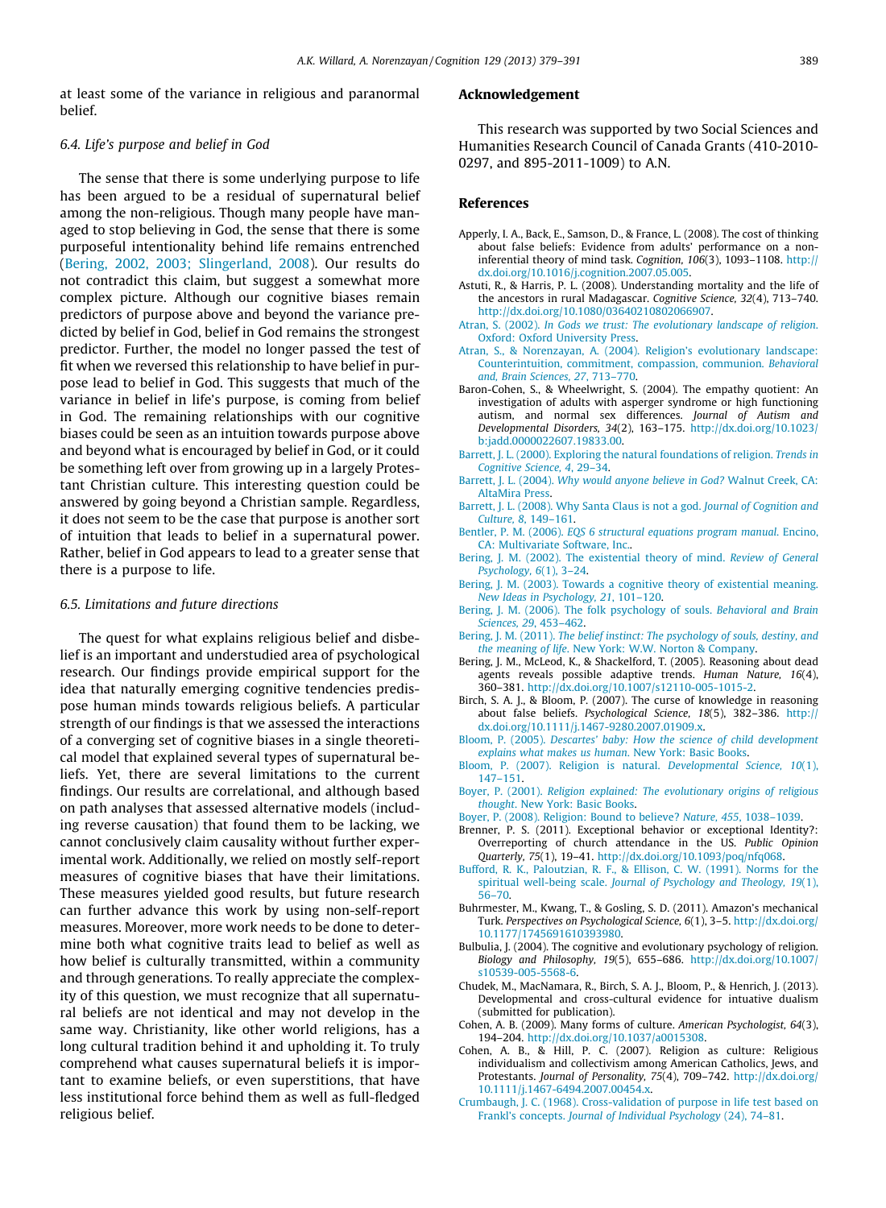at least some of the variance in religious and paranormal belief.

### 6.4. Life's purpose and belief in God

The sense that there is some underlying purpose to life has been argued to be a residual of supernatural belief among the non-religious. Though many people have managed to stop believing in God, the sense that there is some purposeful intentionality behind life remains entrenched (Bering, 2002, 2003; Slingerland, 2008). Our results do not contradict this claim, but suggest a somewhat more complex picture. Although our cognitive biases remain predictors of purpose above and beyond the variance predicted by belief in God, belief in God remains the strongest predictor. Further, the model no longer passed the test of fit when we reversed this relationship to have belief in purpose lead to belief in God. This suggests that much of the variance in belief in life's purpose, is coming from belief in God. The remaining relationships with our cognitive biases could be seen as an intuition towards purpose above and beyond what is encouraged by belief in God, or it could be something left over from growing up in a largely Protestant Christian culture. This interesting question could be answered by going beyond a Christian sample. Regardless, it does not seem to be the case that purpose is another sort of intuition that leads to belief in a supernatural power. Rather, belief in God appears to lead to a greater sense that there is a purpose to life.

### 6.5. Limitations and future directions

The quest for what explains religious belief and disbelief is an important and understudied area of psychological research. Our findings provide empirical support for the idea that naturally emerging cognitive tendencies predispose human minds towards religious beliefs. A particular strength of our findings is that we assessed the interactions of a converging set of cognitive biases in a single theoretical model that explained several types of supernatural beliefs. Yet, there are several limitations to the current findings. Our results are correlational, and although based on path analyses that assessed alternative models (including reverse causation) that found them to be lacking, we cannot conclusively claim causality without further experimental work. Additionally, we relied on mostly self-report measures of cognitive biases that have their limitations. These measures yielded good results, but future research can further advance this work by using non-self-report measures. Moreover, more work needs to be done to determine both what cognitive traits lead to belief as well as how belief is culturally transmitted, within a community and through generations. To really appreciate the complexity of this question, we must recognize that all supernatural beliefs are not identical and may not develop in the same way. Christianity, like other world religions, has a long cultural tradition behind it and upholding it. To truly comprehend what causes supernatural beliefs it is important to examine beliefs, or even superstitions, that have less institutional force behind them as well as full-fledged religious belief.

## Acknowledgement

This research was supported by two Social Sciences and Humanities Research Council of Canada Grants (410-2010-0297, and 895-2011-1009) to A.N.

## References

Apperly, I. A., Back, E., Samson, D., & France, L. (2008). The cost of thinking about false beliefs: Evidence from adults' performance on a non-inferential theory of mind task. *Cognition, 106*(3), 1093–1108. http://dx.doi.org/10.1016/j.cognition.2007.05.005.

Astuti, R., & Harris, P. L. (2008). Understanding mortality and the life of the ancestors in rural Madagascar. *Cognitive Science, 32*(4), 713–740. http://dx.doi.org/10.1080/03640210802066907.

Atran, S. (2002). *In Gods we trust: The evolutionary landscape of religion*. Oxford: Oxford University Press.

Atran, S., & Norenzayan, A. (2004). Religion's evolutionary landscape: Counterintuition, commitment, compassion, communion. *Behavioral and Brain Sciences, 27*, 713–770.

Baron-Cohen, S., & Wheelwright, S. (2004). The empathy quotient: An investigation of adults with asperger syndrome or high functioning autism, and normal sex differences. *Journal of Autism and Developmental Disorders, 34*(2), 163–175. http://dx.doi.org/10.1023/b:jadd.0000022607.19833.00.

Barrett, J. L. (2000). Exploring the natural foundations of religion. *Trends in Cognitive Science, 4*, 29–34.

Barrett, J. L. (2004). *Why would anyone believe in God?* Walnut Creek, CA: AltaMira Press.

Barrett, J. L. (2008). Why Santa Claus is not a god. *Journal of Cognition and Culture, 8*, 149–161.

Bentler, P. M. (2006). *EQS 6 structural equations program manual*. Encino, CA: Multivariate Software, Inc..

Bering, J. M. (2002). The existential theory of mind. *Review of General Psychology, 6*(1), 3–24.

Bering, J. M. (2003). Towards a cognitive theory of existential meaning. *New Ideas in Psychology, 21*, 101–120.

Bering, J. M. (2006). The folk psychology of souls. *Behavioral and Brain Sciences, 29*, 453–462.

Bering, J. M. (2011). *The belief instinct: The psychology of souls, destiny, and the meaning of life*. New York: W.W. Norton & Company.

Bering, J. M., McLeod, K., & Shackelford, T. (2005). Reasoning about dead agents reveals possible adaptive trends. *Human Nature, 16*(4), 360–381. http://dx.doi.org/10.1007/s12110-005-1015-2.

Birch, S. A. J., & Bloom, P. (2007). The curse of knowledge in reasoning about false beliefs. *Psychological Science, 18*(5), 382–386. http://dx.doi.org/10.1111/j.1467-9280.2007.01909.x.

Bloom, P. (2005). *Descartes' baby: How the science of child development explains what makes us human*. New York: Basic Books.

Bloom, P. (2007). Religion is natural. *Developmental Science, 10*(1), 147–151.

Boyer, P. (2001). *Religion explained: The evolutionary origins of religious thought*. New York: Basic Books.

Boyer, P. (2008). Religion: Bound to believe? *Nature, 455*, 1038–1039.

Brenner, P. S. (2011). Exceptional behavior or exceptional Identity?: Overreporting of church attendance in the US. *Public Opinion Quarterly, 75*(1), 19–41. http://dx.doi.org/10.1093/poq/nfq068.

Bufford, R. K., Paloutzian, R. F., & Ellison, C. W. (1991). Norms for the spiritual well-being scale. *Journal of Psychology and Theology, 19*(1), 56–70.

Buhrmester, M., Kwang, T., & Gosling, S. D. (2011). Amazon's mechanical Turk. *Perspectives on Psychological Science, 6*(1), 3–5. http://dx.doi.org/10.1177/1745691610393980.

Bulbulia, J. (2004). The cognitive and evolutionary psychology of religion. *Biology and Philosophy, 19*(5), 655–686. http://dx.doi.org/10.1007/s10539-005-5568-6.

Chudek, M., MacNamara, R., Birch, S. A. J., Bloom, P., & Henrich, J. (2013). Developmental and cross-cultural evidence for intuative dualism (submitted for publication).

Cohen, A. B. (2009). Many forms of culture. *American Psychologist, 64*(3), 194–204. http://dx.doi.org/10.1037/a0015308.

Cohen, A. B., & Hill, P. C. (2007). Religion as culture: Religious individualism and collectivism among American Catholics, Jews, and Protestants. *Journal of Personality, 75*(4), 709–742. http://dx.doi.org/10.1111/j.1467-6494.2007.00454.x.

Crumbaugh, J. C. (1968). Cross-validation of purpose in life test based on Frankl's concepts. *Journal of Individual Psychology* (24), 74–81.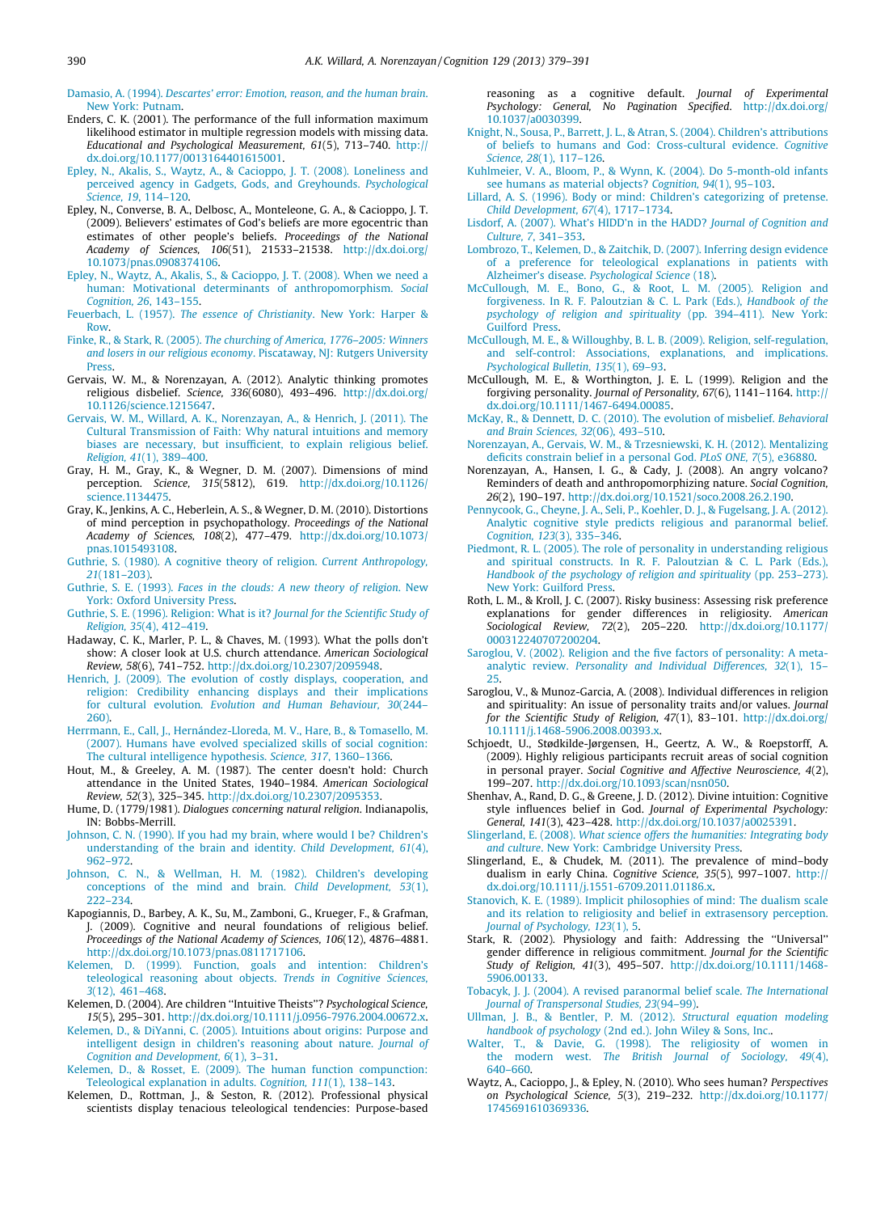Damasio, A. (1994). *Descartes' error: Emotion, reason, and the human brain*. New York: Putnam.

Enders, C. K. (2001). The performance of the full information maximum likelihood estimator in multiple regression models with missing data. *Educational and Psychological Measurement, 61*(5), 713–740. http://dx.doi.org/10.1177/0013164401615001.

Epley, N., Akalis, S., Waytz, A., & Cacioppo, J. T. (2008). Loneliness and perceived agency in Gadgets, Gods, and Greyhounds. *Psychological Science, 19*, 114–120.

Epley, N., Converse, B. A., Delbosc, A., Monteleone, G. A., & Cacioppo, J. T. (2009). Believers' estimates of God's beliefs are more egocentric than estimates of other people's beliefs. *Proceedings of the National Academy of Sciences, 106*(51), 21533–21538. http://dx.doi.org/10.1073/pnas.0908374106.

Epley, N., Waytz, A., Akalis, S., & Cacioppo, J. T. (2008). When we need a human: Motivational determinants of anthropomorphism. *Social Cognition, 26*, 143–155.

Feuerbach, L. (1957). *The essence of Christianity*. New York: Harper & Row.

Finke, R., & Stark, R. (2005). *The churching of America, 1776–2005: Winners and losers in our religious economy*. Piscataway, NJ: Rutgers University Press.

Gervais, W. M., & Norenzayan, A. (2012). Analytic thinking promotes religious disbelief. *Science, 336*(6080), 493–496. http://dx.doi.org/10.1126/science.1215647.

Gervais, W. M., Willard, A. K., Norenzayan, A., & Henrich, J. (2011). The Cultural Transmission of Faith: Why natural intuitions and memory biases are necessary, but insufficient, to explain religious belief. *Religion, 41*(1), 389–400.

Gray, H. M., Gray, K., & Wegner, D. M. (2007). Dimensions of mind perception. *Science, 315*(5812), 619. http://dx.doi.org/10.1126/science.1134475.

Gray, K., Jenkins, A. C., Heberlein, A. S., & Wegner, D. M. (2010). Distortions of mind perception in psychopathology. *Proceedings of the National Academy of Sciences, 108*(2), 477–479. http://dx.doi.org/10.1073/pnas.1015493108.

Guthrie, S. (1980). A cognitive theory of religion. *Current Anthropology, 21*(181–203).

Guthrie, S. E. (1993). *Faces in the clouds: A new theory of religion*. New York: Oxford University Press.

Guthrie, S. E. (1996). Religion: What is it? *Journal for the Scientific Study of Religion, 35*(4), 412–419.

Hadaway, C. K., Marler, P. L., & Chaves, M. (1993). What the polls don't show: A closer look at U.S. church attendance. *American Sociological Review, 58*(6), 741–752. http://dx.doi.org/10.2307/2095948.

Henrich, J. (2009). The evolution of costly displays, cooperation, and religion: Credibility enhancing displays and their implications for cultural evolution. *Evolution and Human Behaviour, 30*(244–260).

Herrmann, E., Call, J., Hernández-Lloreda, M. V., Hare, B., & Tomasello, M. (2007). Humans have evolved specialized skills of social cognition: The cultural intelligence hypothesis. *Science, 317*, 1360–1366.

Hout, M., & Greeley, A. M. (1987). The center doesn't hold: Church attendance in the United States, 1940–1984. *American Sociological Review, 52*(3), 325–345. http://dx.doi.org/10.2307/2095353.

Hume, D. (1779/1981). *Dialogues concerning natural religion*. Indianapolis, IN: Bobbs-Merrill.

Johnson, C. N. (1990). If you had my brain, where would I be? Children's understanding of the brain and identity. *Child Development, 61*(4), 962–972.

Johnson, C. N., & Wellman, H. M. (1982). Children's developing conceptions of the mind and brain. *Child Development, 53*(1), 222–234.

Kapogiannis, D., Barbey, A. K., Su, M., Zamboni, G., Krueger, F., & Grafman, J. (2009). Cognitive and neural foundations of religious belief. *Proceedings of the National Academy of Sciences, 106*(12), 4876–4881. http://dx.doi.org/10.1073/pnas.0811717106.

Kelemen, D. (1999). Function, goals and intention: Children's teleological reasoning about objects. *Trends in Cognitive Sciences, 3*(12), 461–468.

Kelemen, D. (2004). Are children "Intuitive Theists"? *Psychological Science, 15*(5), 295–301. http://dx.doi.org/10.1111/j.0956-7976.2004.00672.x.

Kelemen, D., & DiYanni, C. (2005). Intuitions about origins: Purpose and intelligent design in children's reasoning about nature. *Journal of Cognition and Development, 6*(1), 3–31.

Kelemen, D., & Rosset, E. (2009). The human function compunction: Teleological explanation in adults. *Cognition, 111*(1), 138–143.

Kelemen, D., Rottman, J., & Seston, R. (2012). Professional physical scientists display tenacious teleological tendencies: Purpose-based reasoning as a cognitive default. *Journal of Experimental Psychology: General, No Pagination Specified*. http://dx.doi.org/10.1037/a0030399.

Knight, N., Sousa, P., Barrett, J. L., & Atran, S. (2004). Children's attributions of beliefs to humans and God: Cross-cultural evidence. *Cognitive Science, 28*(1), 117–126.

Kuhlmeier, V. A., Bloom, P., & Wynn, K. (2004). Do 5-month-old infants see humans as material objects? *Cognition, 94*(1), 95–103.

Lillard, A. S. (1996). Body or mind: Children's categorizing of pretense. *Child Development, 67*(4), 1717–1734.

Lisdorf, A. (2007). What's HIDD'n in the HADD? *Journal of Cognition and Culture, 7*, 341–353.

Lombrozo, T., Kelemen, D., & Zaitchik, D. (2007). Inferring design evidence of a preference for teleological explanations in patients with Alzheimer's disease. *Psychological Science* (18).

McCullough, M. E., Bono, G., & Root, L. M. (2005). Religion and forgiveness. In R. F. Paloutzian & C. L. Park (Eds.), *Handbook of the psychology of religion and spirituality* (pp. 394–411). New York: Guilford Press.

McCullough, M. E., & Willoughby, B. L. B. (2009). Religion, self-regulation, and self-control: Associations, explanations, and implications. *Psychological Bulletin, 135*(1), 69–93.

McCullough, M. E., & Worthington, J. E. L. (1999). Religion and the forgiving personality. *Journal of Personality, 67*(6), 1141–1164. http://dx.doi.org/10.1111/1467-6494.00085.

McKay, R., & Dennett, D. C. (2010). The evolution of misbelief. *Behavioral and Brain Sciences, 32*(06), 493–510.

Norenzayan, A., Gervais, W. M., & Trzesniewski, K. H. (2012). Mentalizing deficits constrain belief in a personal God. *PLoS ONE, 7*(5), e36880.

Norenzayan, A., Hansen, I. G., & Cady, J. (2008). An angry volcano? Reminders of death and anthropomorphizing nature. *Social Cognition, 26*(2), 190–197. http://dx.doi.org/10.1521/soco.2008.26.2.190.

Pennycook, G., Cheyne, J. A., Seli, P., Koehler, D. J., & Fugelsang, J. A. (2012). Analytic cognitive style predicts religious and paranormal belief. *Cognition, 123*(3), 335–346.

Piedmont, R. L. (2005). The role of personality in understanding religious and spiritual constructs. In R. F. Paloutzian & C. L. Park (Eds.), *Handbook of the psychology of religion and spirituality* (pp. 253–273). New York: Guilford Press.

Roth, L. M., & Kroll, J. C. (2007). Risky business: Assessing risk preference explanations for gender differences in religiosity. *American Sociological Review, 72*(2), 205–220. http://dx.doi.org/10.1177/000312240707200204.

Saroglou, V. (2002). Religion and the five factors of personality: A meta-analytic review. *Personality and Individual Differences, 32*(1), 15–25.

Saroglou, V., & Munoz-Garcia, A. (2008). Individual differences in religion and spirituality: An issue of personality traits and/or values. *Journal for the Scientific Study of Religion, 47*(1), 83–101. http://dx.doi.org/10.1111/j.1468-5906.2008.00393.x.

Schjoedt, U., Stødkilde-Jørgensen, H., Geertz, A. W., & Roepstorff, A. (2009). Highly religious participants recruit areas of social cognition in personal prayer. *Social Cognitive and Affective Neuroscience, 4*(2), 199–207. http://dx.doi.org/10.1093/scan/nsn050.

Shenhav, A., Rand, D. G., & Greene, J. D. (2012). Divine intuition: Cognitive style influences belief in God. *Journal of Experimental Psychology: General, 141*(3), 423–428. http://dx.doi.org/10.1037/a0025391.

Slingerland, E. (2008). *What science offers the humanities: Integrating body and culture*. New York: Cambridge University Press.

Slingerland, E., & Chudek, M. (2011). The prevalence of mind–body dualism in early China. *Cognitive Science, 35*(5), 997–1007. http://dx.doi.org/10.1111/j.1551-6709.2011.01186.x.

Stanovich, K. E. (1989). Implicit philosophies of mind: The dualism scale and its relation to religiosity and belief in extrasensory perception. *Journal of Psychology, 123*(1), 5.

Stark, R. (2002). Physiology and faith: Addressing the "Universal" gender difference in religious commitment. *Journal for the Scientific Study of Religion, 41*(3), 495–507. http://dx.doi.org/10.1111/1468-5906.00133.

Tobacyk, J. J. (2004). A revised paranormal belief scale. *The International Journal of Transpersonal Studies, 23*(94–99).

Ullman, J. B., & Bentler, P. M. (2012). *Structural equation modeling handbook of psychology* (2nd ed.). John Wiley & Sons, Inc..

Walter, T., & Davie, G. (1998). The religiosity of women in the modern west. *The British Journal of Sociology, 49*(4), 640–660.

Waytz, A., Cacioppo, J., & Epley, N. (2010). Who sees human? *Perspectives on Psychological Science, 5*(3), 219–232. http://dx.doi.org/10.1177/1745691610369336.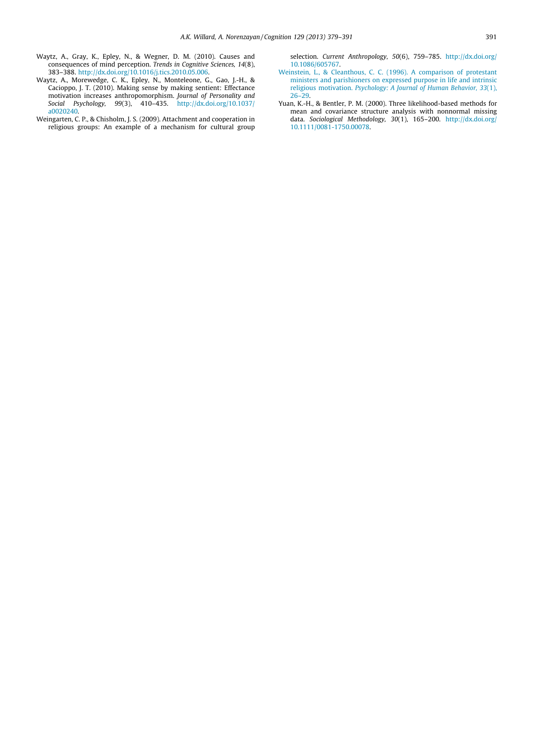Waytz, A., Gray, K., Epley, N., & Wegner, D. M. (2010). Causes and consequences of mind perception. *Trends in Cognitive Sciences, 14*(8), 383–388. http://dx.doi.org/10.1016/j.tics.2010.05.006.

Waytz, A., Morewedge, C. K., Epley, N., Monteleone, G., Gao, J.-H., & Cacioppo, J. T. (2010). Making sense by making sentient: Effectance motivation increases anthropomorphism. *Journal of Personality and Social Psychology, 99*(3), 410–435. http://dx.doi.org/10.1037/a0020240.

Weingarten, C. P., & Chisholm, J. S. (2009). Attachment and cooperation in religious groups: An example of a mechanism for cultural group selection. *Current Anthropology, 50*(6), 759–785. http://dx.doi.org/10.1086/605767.

Weinstein, L., & Cleanthous, C. C. (1996). A comparison of protestant ministers and parishioners on expressed purpose in life and intrinsic religious motivation. *Psychology: A Journal of Human Behavior, 33*(1), 26–29.

Yuan, K.-H., & Bentler, P. M. (2000). Three likelihood-based methods for mean and covariance structure analysis with nonnormal missing data. *Sociological Methodology, 30*(1), 165–200. http://dx.doi.org/10.1111/0081-1750.00078.